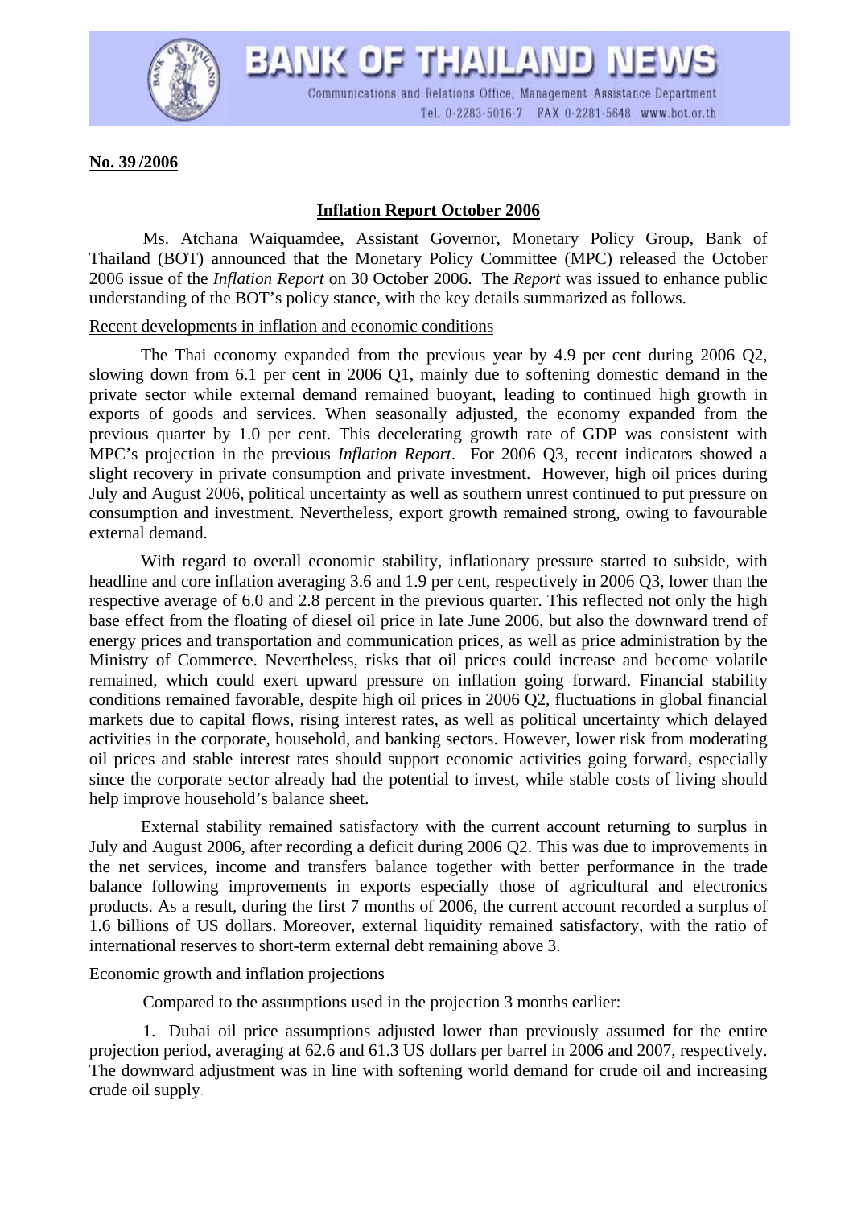# BANK OF THAILAND NEWS

Communications and Relations Office, Management Assistance Department
Tel. 0-2283-5016-7 FAX 0-2281-5648 www.bot.or.th

**No. 39 /2006**

## Inflation Report October 2006

Ms. Atchana Waiquamdee, Assistant Governor, Monetary Policy Group, Bank of Thailand (BOT) announced that the Monetary Policy Committee (MPC) released the October 2006 issue of the *Inflation Report* on 30 October 2006. The *Report* was issued to enhance public understanding of the BOT's policy stance, with the key details summarized as follows.

### Recent developments in inflation and economic conditions

The Thai economy expanded from the previous year by 4.9 per cent during 2006 Q2, slowing down from 6.1 per cent in 2006 Q1, mainly due to softening domestic demand in the private sector while external demand remained buoyant, leading to continued high growth in exports of goods and services. When seasonally adjusted, the economy expanded from the previous quarter by 1.0 per cent. This decelerating growth rate of GDP was consistent with MPC's projection in the previous *Inflation Report*. For 2006 Q3, recent indicators showed a slight recovery in private consumption and private investment. However, high oil prices during July and August 2006, political uncertainty as well as southern unrest continued to put pressure on consumption and investment. Nevertheless, export growth remained strong, owing to favourable external demand.

With regard to overall economic stability, inflationary pressure started to subside, with headline and core inflation averaging 3.6 and 1.9 per cent, respectively in 2006 Q3, lower than the respective average of 6.0 and 2.8 percent in the previous quarter. This reflected not only the high base effect from the floating of diesel oil price in late June 2006, but also the downward trend of energy prices and transportation and communication prices, as well as price administration by the Ministry of Commerce. Nevertheless, risks that oil prices could increase and become volatile remained, which could exert upward pressure on inflation going forward. Financial stability conditions remained favorable, despite high oil prices in 2006 Q2, fluctuations in global financial markets due to capital flows, rising interest rates, as well as political uncertainty which delayed activities in the corporate, household, and banking sectors. However, lower risk from moderating oil prices and stable interest rates should support economic activities going forward, especially since the corporate sector already had the potential to invest, while stable costs of living should help improve household's balance sheet.

External stability remained satisfactory with the current account returning to surplus in July and August 2006, after recording a deficit during 2006 Q2. This was due to improvements in the net services, income and transfers balance together with better performance in the trade balance following improvements in exports especially those of agricultural and electronics products. As a result, during the first 7 months of 2006, the current account recorded a surplus of 1.6 billions of US dollars. Moreover, external liquidity remained satisfactory, with the ratio of international reserves to short-term external debt remaining above 3.

### Economic growth and inflation projections

Compared to the assumptions used in the projection 3 months earlier:

1. Dubai oil price assumptions adjusted lower than previously assumed for the entire projection period, averaging at 62.6 and 61.3 US dollars per barrel in 2006 and 2007, respectively. The downward adjustment was in line with softening world demand for crude oil and increasing crude oil supply.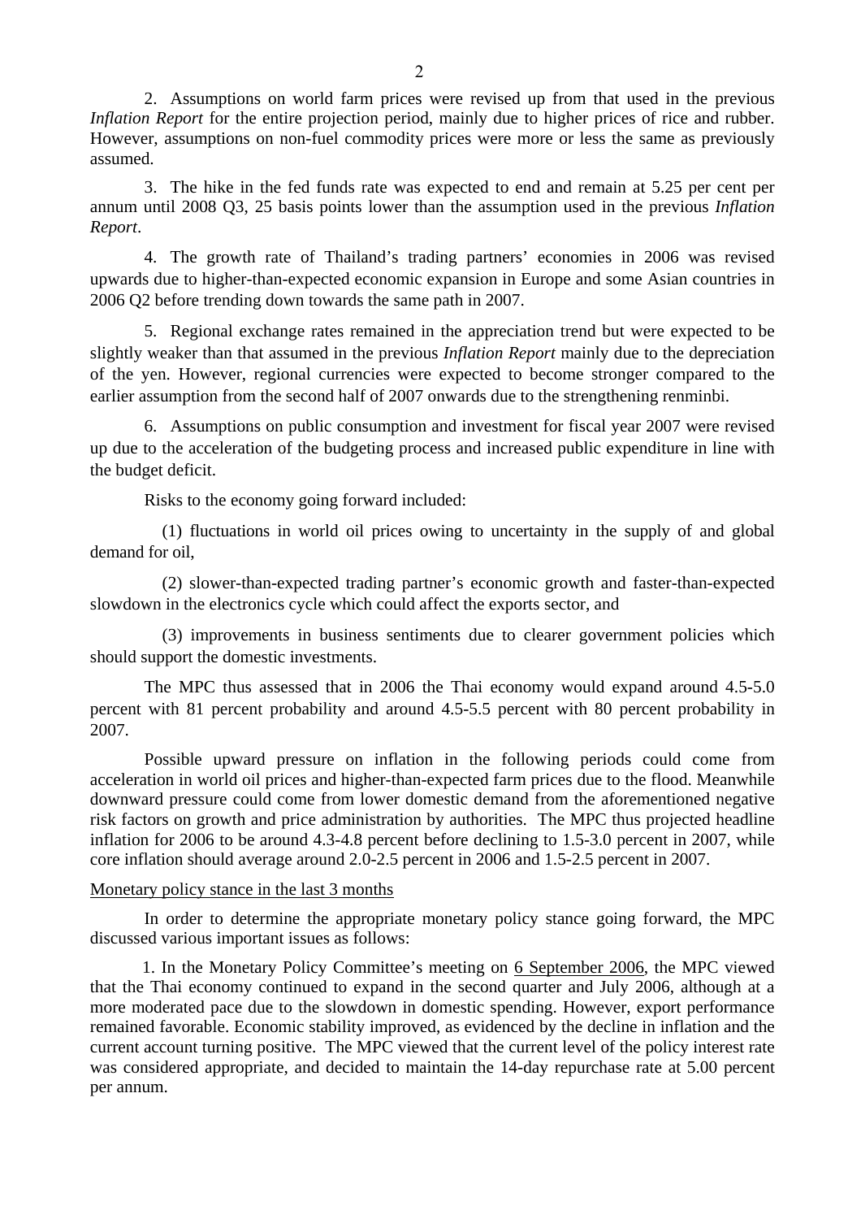2. Assumptions on world farm prices were revised up from that used in the previous *Inflation Report* for the entire projection period, mainly due to higher prices of rice and rubber. However, assumptions on non-fuel commodity prices were more or less the same as previously assumed.

3. The hike in the fed funds rate was expected to end and remain at 5.25 per cent per annum until 2008 Q3, 25 basis points lower than the assumption used in the previous *Inflation Report*.

4. The growth rate of Thailand's trading partners' economies in 2006 was revised upwards due to higher-than-expected economic expansion in Europe and some Asian countries in 2006 Q2 before trending down towards the same path in 2007.

5. Regional exchange rates remained in the appreciation trend but were expected to be slightly weaker than that assumed in the previous *Inflation Report* mainly due to the depreciation of the yen. However, regional currencies were expected to become stronger compared to the earlier assumption from the second half of 2007 onwards due to the strengthening renminbi.

6. Assumptions on public consumption and investment for fiscal year 2007 were revised up due to the acceleration of the budgeting process and increased public expenditure in line with the budget deficit.

Risks to the economy going forward included:

(1) fluctuations in world oil prices owing to uncertainty in the supply of and global demand for oil,

(2) slower-than-expected trading partner's economic growth and faster-than-expected slowdown in the electronics cycle which could affect the exports sector, and

(3) improvements in business sentiments due to clearer government policies which should support the domestic investments.

The MPC thus assessed that in 2006 the Thai economy would expand around 4.5-5.0 percent with 81 percent probability and around 4.5-5.5 percent with 80 percent probability in 2007.

Possible upward pressure on inflation in the following periods could come from acceleration in world oil prices and higher-than-expected farm prices due to the flood. Meanwhile downward pressure could come from lower domestic demand from the aforementioned negative risk factors on growth and price administration by authorities. The MPC thus projected headline inflation for 2006 to be around 4.3-4.8 percent before declining to 1.5-3.0 percent in 2007, while core inflation should average around 2.0-2.5 percent in 2006 and 1.5-2.5 percent in 2007.

Monetary policy stance in the last 3 months

In order to determine the appropriate monetary policy stance going forward, the MPC discussed various important issues as follows:

1. In the Monetary Policy Committee's meeting on 6 September 2006, the MPC viewed that the Thai economy continued to expand in the second quarter and July 2006, although at a more moderated pace due to the slowdown in domestic spending. However, export performance remained favorable. Economic stability improved, as evidenced by the decline in inflation and the current account turning positive. The MPC viewed that the current level of the policy interest rate was considered appropriate, and decided to maintain the 14-day repurchase rate at 5.00 percent per annum.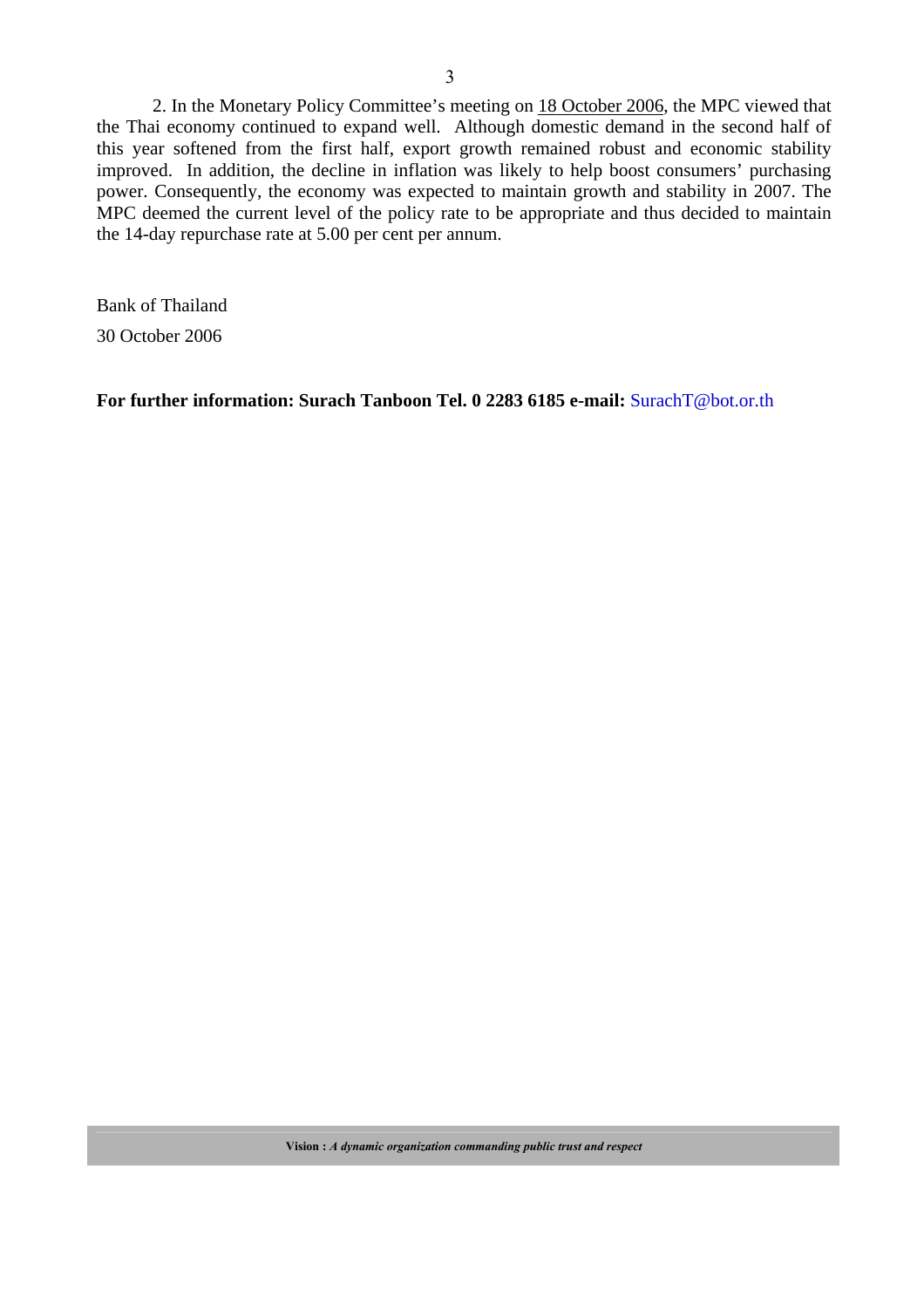2. In the Monetary Policy Committee's meeting on 18 October 2006, the MPC viewed that the Thai economy continued to expand well. Although domestic demand in the second half of this year softened from the first half, export growth remained robust and economic stability improved. In addition, the decline in inflation was likely to help boost consumers' purchasing power. Consequently, the economy was expected to maintain growth and stability in 2007. The MPC deemed the current level of the policy rate to be appropriate and thus decided to maintain the 14-day repurchase rate at 5.00 per cent per annum.

Bank of Thailand

30 October 2006

**For further information: Surach Tanboon Tel. 0 2283 6185 e-mail:** SurachT@bot.or.th

**Vision :** ***A dynamic organization commanding public trust and respect***